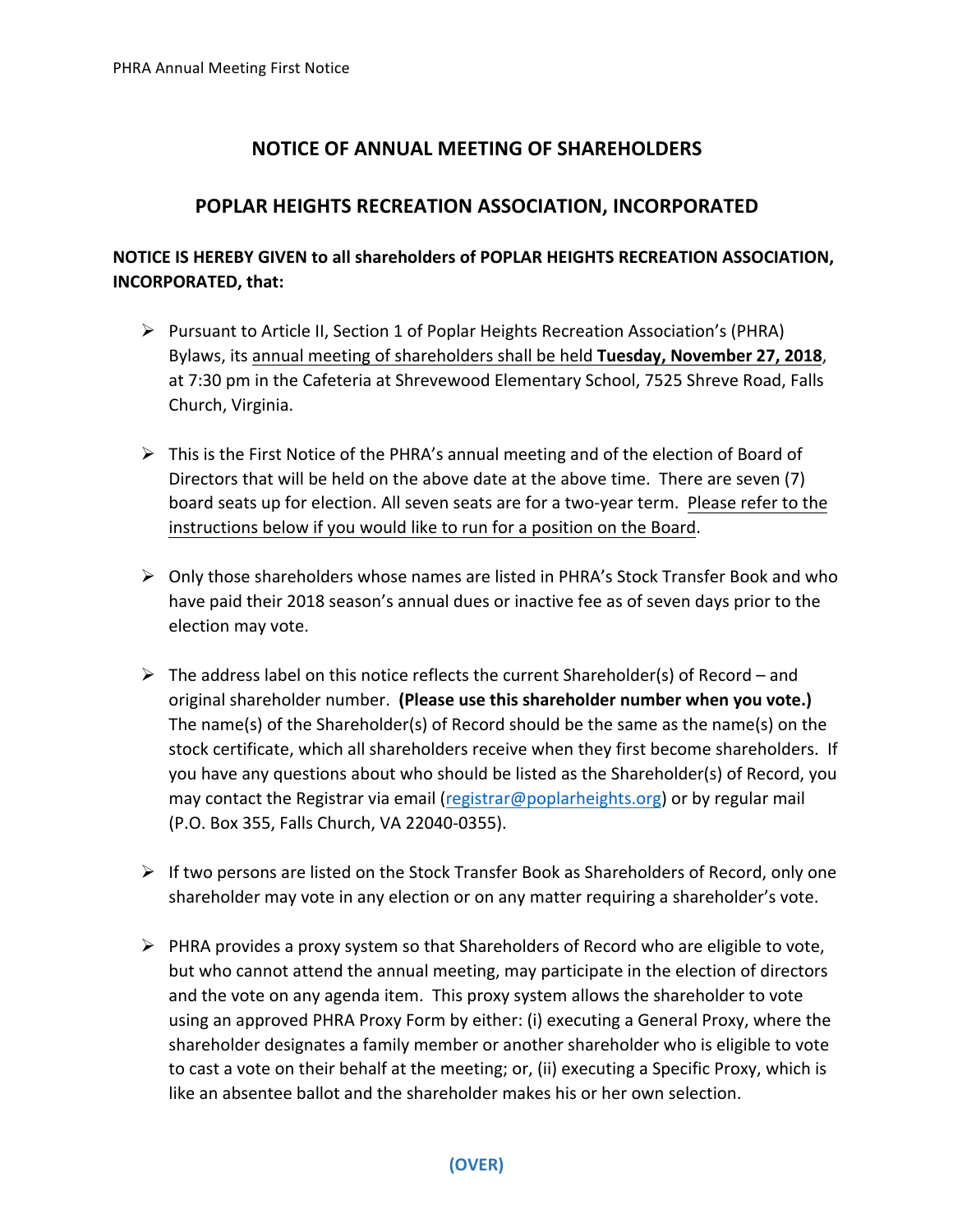# NOTICE OF ANNUAL MEETING OF SHAREHOLDERS

## POPLAR HEIGHTS RECREATION ASSOCIATION, INCORPORATED

**NOTICE IS HEREBY GIVEN to all shareholders of POPLAR HEIGHTS RECREATION ASSOCIATION, INCORPORATED, that:**

- Pursuant to Article II, Section 1 of Poplar Heights Recreation Association's (PHRA) Bylaws, its annual meeting of shareholders shall be held **Tuesday, November 27, 2018**, at 7:30 pm in the Cafeteria at Shrevewood Elementary School, 7525 Shreve Road, Falls Church, Virginia.

- This is the First Notice of the PHRA's annual meeting and of the election of Board of Directors that will be held on the above date at the above time. There are seven (7) board seats up for election. All seven seats are for a two-year term. Please refer to the instructions below if you would like to run for a position on the Board.

- Only those shareholders whose names are listed in PHRA's Stock Transfer Book and who have paid their 2018 season's annual dues or inactive fee as of seven days prior to the election may vote.

- The address label on this notice reflects the current Shareholder(s) of Record – and original shareholder number. **(Please use this shareholder number when you vote.)** The name(s) of the Shareholder(s) of Record should be the same as the name(s) on the stock certificate, which all shareholders receive when they first become shareholders. If you have any questions about who should be listed as the Shareholder(s) of Record, you may contact the Registrar via email (registrar@poplarheights.org) or by regular mail (P.O. Box 355, Falls Church, VA 22040-0355).

- If two persons are listed on the Stock Transfer Book as Shareholders of Record, only one shareholder may vote in any election or on any matter requiring a shareholder's vote.

- PHRA provides a proxy system so that Shareholders of Record who are eligible to vote, but who cannot attend the annual meeting, may participate in the election of directors and the vote on any agenda item. This proxy system allows the shareholder to vote using an approved PHRA Proxy Form by either: (i) executing a General Proxy, where the shareholder designates a family member or another shareholder who is eligible to vote to cast a vote on their behalf at the meeting; or, (ii) executing a Specific Proxy, which is like an absentee ballot and the shareholder makes his or her own selection.

**(OVER)**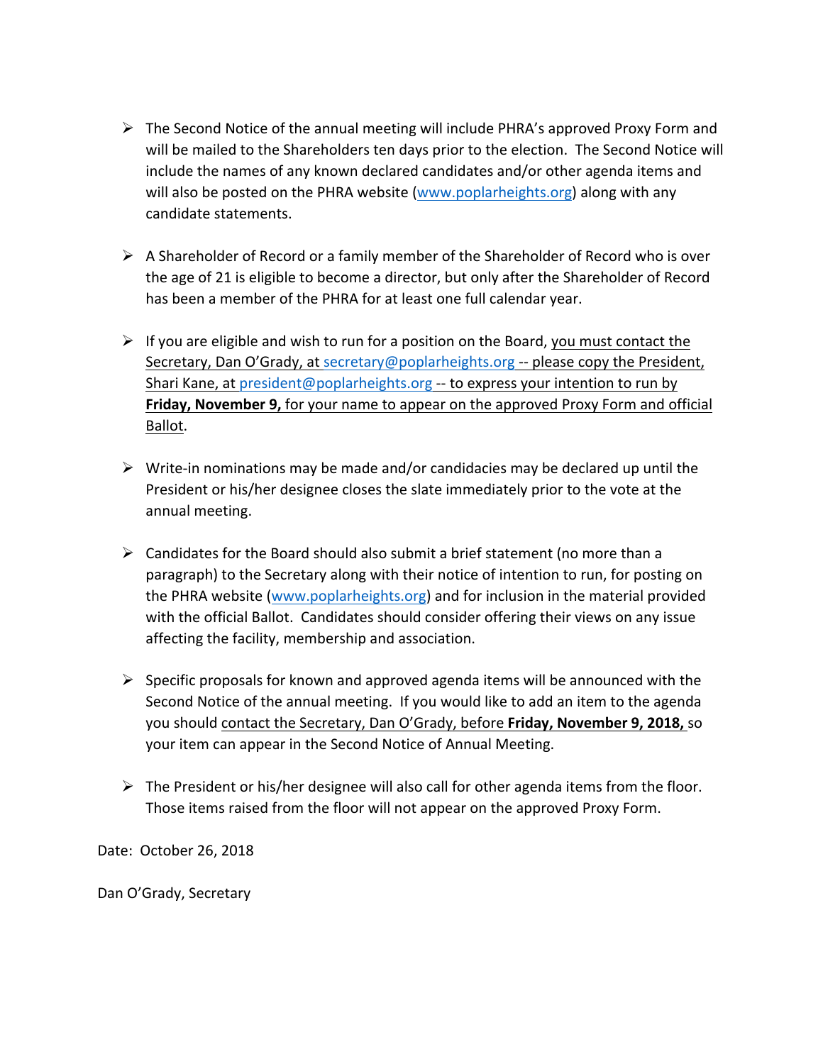- The Second Notice of the annual meeting will include PHRA's approved Proxy Form and will be mailed to the Shareholders ten days prior to the election. The Second Notice will include the names of any known declared candidates and/or other agenda items and will also be posted on the PHRA website (www.poplarheights.org) along with any candidate statements.

- A Shareholder of Record or a family member of the Shareholder of Record who is over the age of 21 is eligible to become a director, but only after the Shareholder of Record has been a member of the PHRA for at least one full calendar year.

- If you are eligible and wish to run for a position on the Board, you must contact the Secretary, Dan O'Grady, at secretary@poplarheights.org -- please copy the President, Shari Kane, at president@poplarheights.org -- to express your intention to run by **Friday, November 9,** for your name to appear on the approved Proxy Form and official Ballot.

- Write-in nominations may be made and/or candidacies may be declared up until the President or his/her designee closes the slate immediately prior to the vote at the annual meeting.

- Candidates for the Board should also submit a brief statement (no more than a paragraph) to the Secretary along with their notice of intention to run, for posting on the PHRA website (www.poplarheights.org) and for inclusion in the material provided with the official Ballot. Candidates should consider offering their views on any issue affecting the facility, membership and association.

- Specific proposals for known and approved agenda items will be announced with the Second Notice of the annual meeting. If you would like to add an item to the agenda you should contact the Secretary, Dan O'Grady, before **Friday, November 9, 2018,** so your item can appear in the Second Notice of Annual Meeting.

- The President or his/her designee will also call for other agenda items from the floor. Those items raised from the floor will not appear on the approved Proxy Form.

Date: October 26, 2018

Dan O'Grady, Secretary